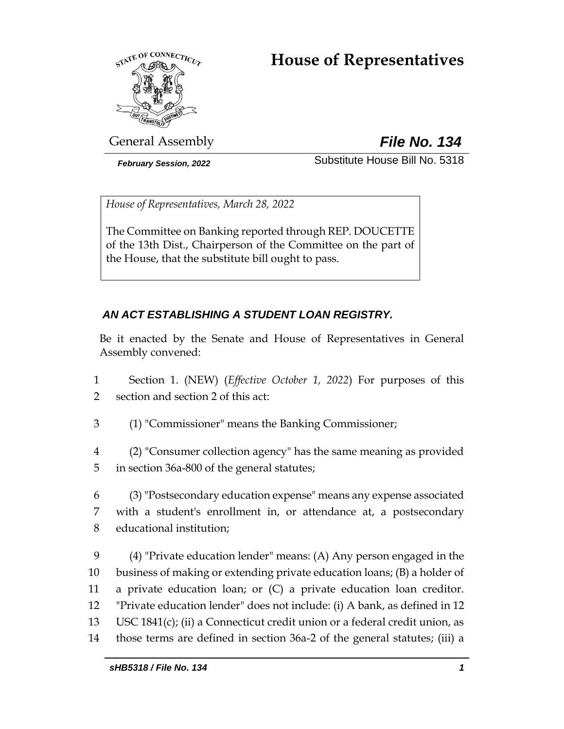# House of Representatives

General Assembly **File No. 134**

*February Session, 2022* Substitute House Bill No. 5318

*House of Representatives, March 28, 2022*

The Committee on Banking reported through REP. DOUCETTE of the 13th Dist., Chairperson of the Committee on the part of the House, that the substitute bill ought to pass.

***AN ACT ESTABLISHING A STUDENT LOAN REGISTRY.***

Be it enacted by the Senate and House of Representatives in General Assembly convened:

1 Section 1. (NEW) (*Effective October 1, 2022*) For purposes of this
2 section and section 2 of this act:

3 (1) "Commissioner" means the Banking Commissioner;

4 (2) "Consumer collection agency" has the same meaning as provided
5 in section 36a-800 of the general statutes;

6 (3) "Postsecondary education expense" means any expense associated
7 with a student's enrollment in, or attendance at, a postsecondary
8 educational institution;

9 (4) "Private education lender" means: (A) Any person engaged in the
10 business of making or extending private education loans; (B) a holder of
11 a private education loan; or (C) a private education loan creditor.
12 "Private education lender" does not include: (i) A bank, as defined in 12
13 USC 1841(c); (ii) a Connecticut credit union or a federal credit union, as
14 those terms are defined in section 36a-2 of the general statutes; (iii) a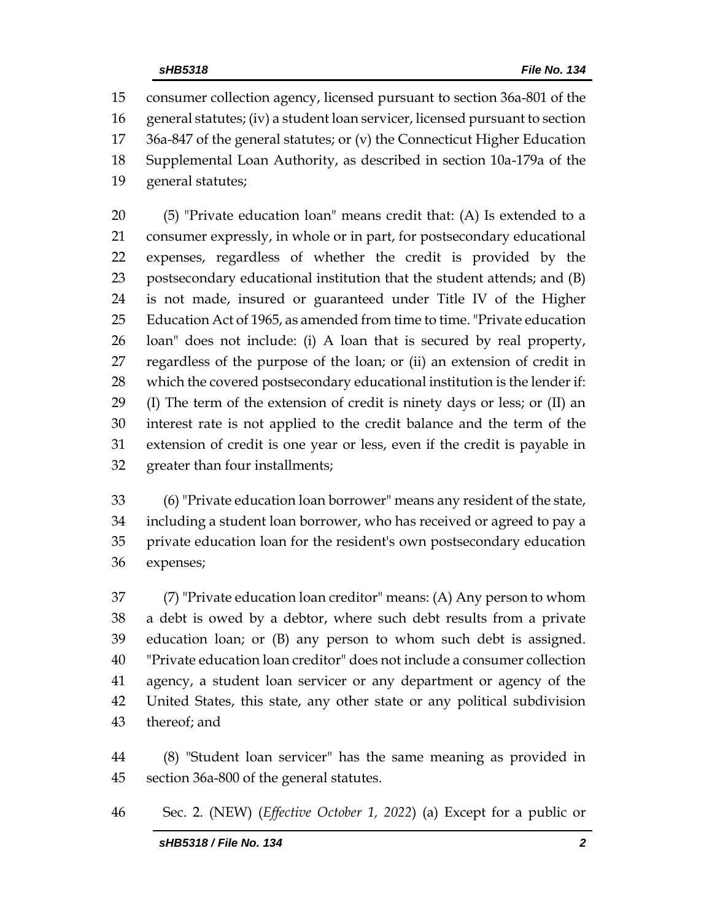consumer collection agency, licensed pursuant to section 36a-801 of the general statutes; (iv) a student loan servicer, licensed pursuant to section 36a-847 of the general statutes; or (v) the Connecticut Higher Education Supplemental Loan Authority, as described in section 10a-179a of the general statutes;

(5) "Private education loan" means credit that: (A) Is extended to a consumer expressly, in whole or in part, for postsecondary educational expenses, regardless of whether the credit is provided by the postsecondary educational institution that the student attends; and (B) is not made, insured or guaranteed under Title IV of the Higher Education Act of 1965, as amended from time to time. "Private education loan" does not include: (i) A loan that is secured by real property, regardless of the purpose of the loan; or (ii) an extension of credit in which the covered postsecondary educational institution is the lender if: (I) The term of the extension of credit is ninety days or less; or (II) an interest rate is not applied to the credit balance and the term of the extension of credit is one year or less, even if the credit is payable in greater than four installments;

(6) "Private education loan borrower" means any resident of the state, including a student loan borrower, who has received or agreed to pay a private education loan for the resident's own postsecondary education expenses;

(7) "Private education loan creditor" means: (A) Any person to whom a debt is owed by a debtor, where such debt results from a private education loan; or (B) any person to whom such debt is assigned. "Private education loan creditor" does not include a consumer collection agency, a student loan servicer or any department or agency of the United States, this state, any other state or any political subdivision thereof; and

(8) "Student loan servicer" has the same meaning as provided in section 36a-800 of the general statutes.

Sec. 2. (NEW) (*Effective October 1, 2022*) (a) Except for a public or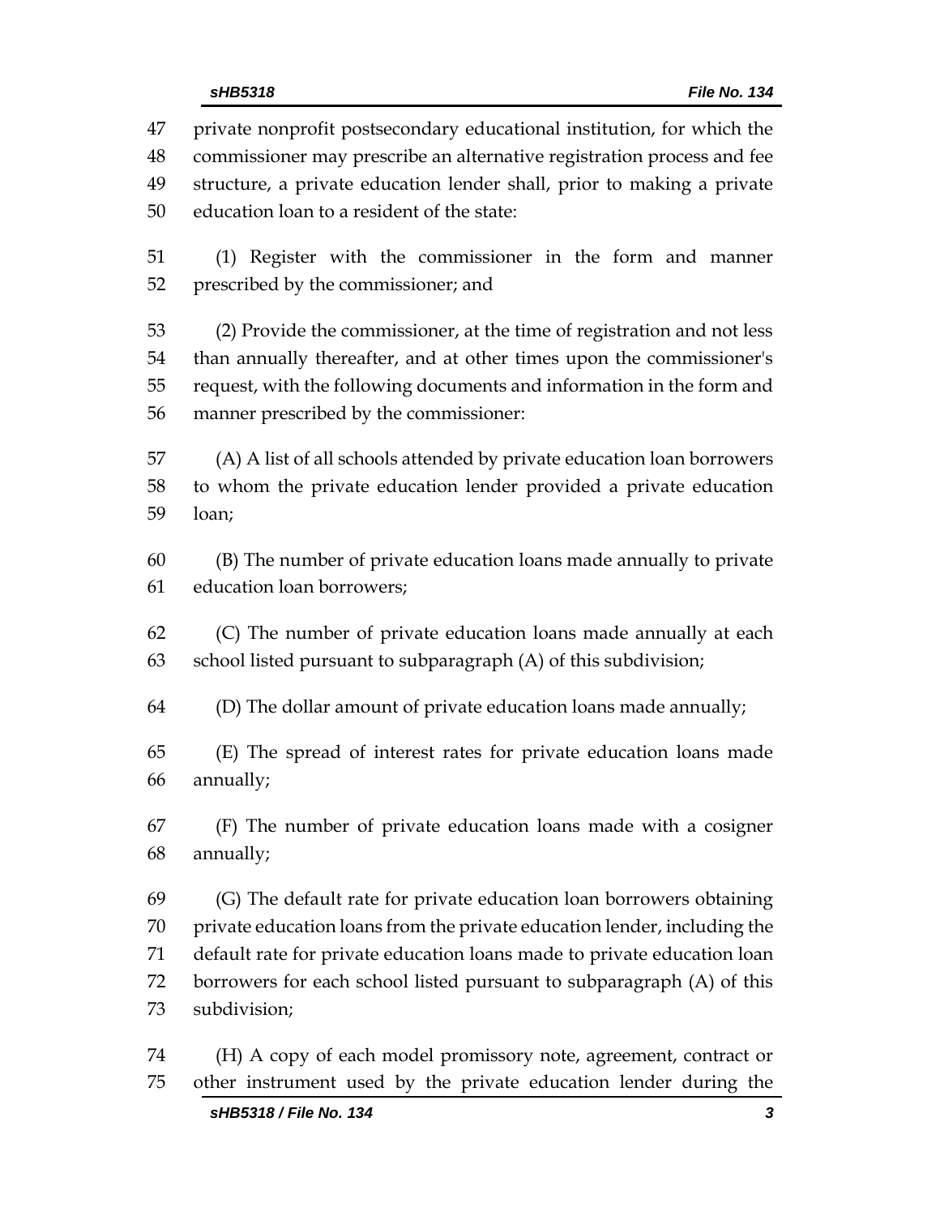private nonprofit postsecondary educational institution, for which the commissioner may prescribe an alternative registration process and fee structure, a private education lender shall, prior to making a private education loan to a resident of the state:

(1) Register with the commissioner in the form and manner prescribed by the commissioner; and

(2) Provide the commissioner, at the time of registration and not less than annually thereafter, and at other times upon the commissioner's request, with the following documents and information in the form and manner prescribed by the commissioner:

(A) A list of all schools attended by private education loan borrowers to whom the private education lender provided a private education loan;

(B) The number of private education loans made annually to private education loan borrowers;

(C) The number of private education loans made annually at each school listed pursuant to subparagraph (A) of this subdivision;

(D) The dollar amount of private education loans made annually;

(E) The spread of interest rates for private education loans made annually;

(F) The number of private education loans made with a cosigner annually;

(G) The default rate for private education loan borrowers obtaining private education loans from the private education lender, including the default rate for private education loans made to private education loan borrowers for each school listed pursuant to subparagraph (A) of this subdivision;

(H) A copy of each model promissory note, agreement, contract or other instrument used by the private education lender during the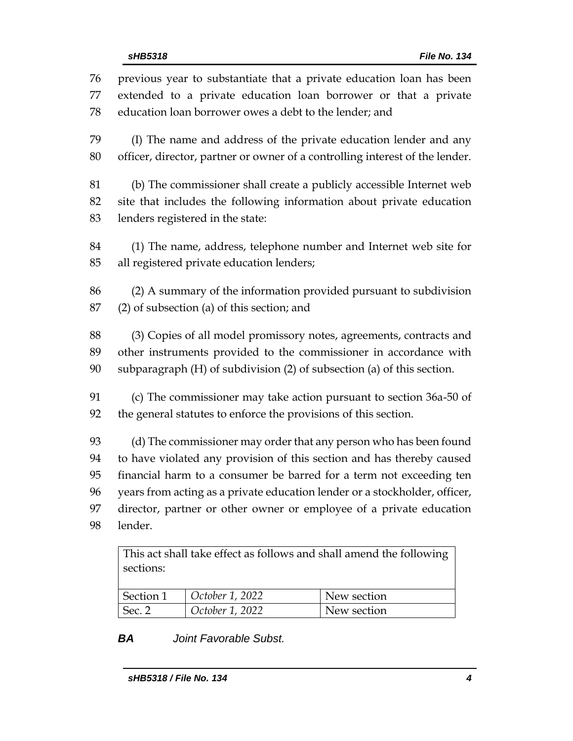previous year to substantiate that a private education loan has been extended to a private education loan borrower or that a private education loan borrower owes a debt to the lender; and

(I) The name and address of the private education lender and any officer, director, partner or owner of a controlling interest of the lender.

(b) The commissioner shall create a publicly accessible Internet web site that includes the following information about private education lenders registered in the state:

(1) The name, address, telephone number and Internet web site for all registered private education lenders;

(2) A summary of the information provided pursuant to subdivision (2) of subsection (a) of this section; and

(3) Copies of all model promissory notes, agreements, contracts and other instruments provided to the commissioner in accordance with subparagraph (H) of subdivision (2) of subsection (a) of this section.

(c) The commissioner may take action pursuant to section 36a-50 of the general statutes to enforce the provisions of this section.

(d) The commissioner may order that any person who has been found to have violated any provision of this section and has thereby caused financial harm to a consumer be barred for a term not exceeding ten years from acting as a private education lender or a stockholder, officer, director, partner or other owner or employee of a private education lender.

| This act shall take effect as follows and shall amend the following sections: | | |
|---|---|---|
| Section 1 | *October 1, 2022* | New section |
| Sec. 2 | *October 1, 2022* | New section |

***BA*** *Joint Favorable Subst.*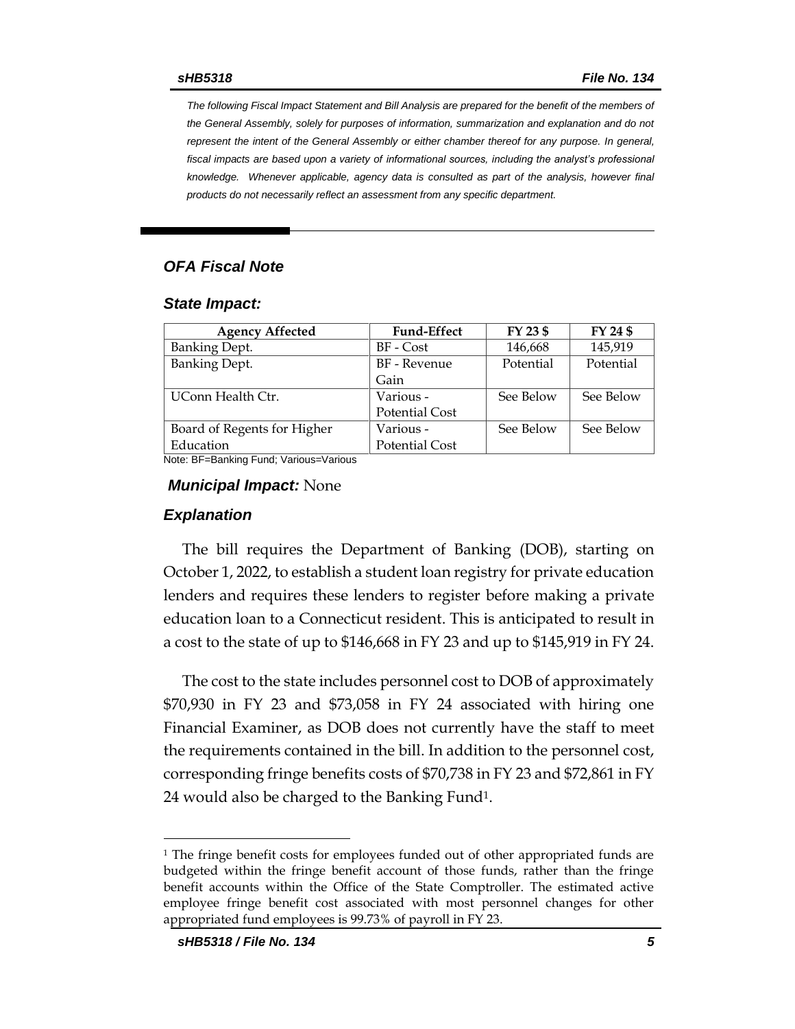*The following Fiscal Impact Statement and Bill Analysis are prepared for the benefit of the members of the General Assembly, solely for purposes of information, summarization and explanation and do not represent the intent of the General Assembly or either chamber thereof for any purpose. In general, fiscal impacts are based upon a variety of informational sources, including the analyst's professional knowledge. Whenever applicable, agency data is consulted as part of the analysis, however final products do not necessarily reflect an assessment from any specific department.*

## *OFA Fiscal Note*

### *State Impact:*

| Agency Affected | Fund-Effect | FY 23 $ | FY 24 $ |
| --- | --- | --- | --- |
| Banking Dept. | BF - Cost | 146,668 | 145,919 |
| Banking Dept. | BF - Revenue Gain | Potential | Potential |
| UConn Health Ctr. | Various - Potential Cost | See Below | See Below |
| Board of Regents for Higher Education | Various - Potential Cost | See Below | See Below |

Note: BF=Banking Fund; Various=Various

***Municipal Impact:*** None

### *Explanation*

The bill requires the Department of Banking (DOB), starting on October 1, 2022, to establish a student loan registry for private education lenders and requires these lenders to register before making a private education loan to a Connecticut resident. This is anticipated to result in a cost to the state of up to $146,668 in FY 23 and up to $145,919 in FY 24.

The cost to the state includes personnel cost to DOB of approximately $70,930 in FY 23 and $73,058 in FY 24 associated with hiring one Financial Examiner, as DOB does not currently have the staff to meet the requirements contained in the bill. In addition to the personnel cost, corresponding fringe benefits costs of $70,738 in FY 23 and $72,861 in FY 24 would also be charged to the Banking Fund[1].

[1] The fringe benefit costs for employees funded out of other appropriated funds are budgeted within the fringe benefit account of those funds, rather than the fringe benefit accounts within the Office of the State Comptroller. The estimated active employee fringe benefit cost associated with most personnel changes for other appropriated fund employees is 99.73% of payroll in FY 23.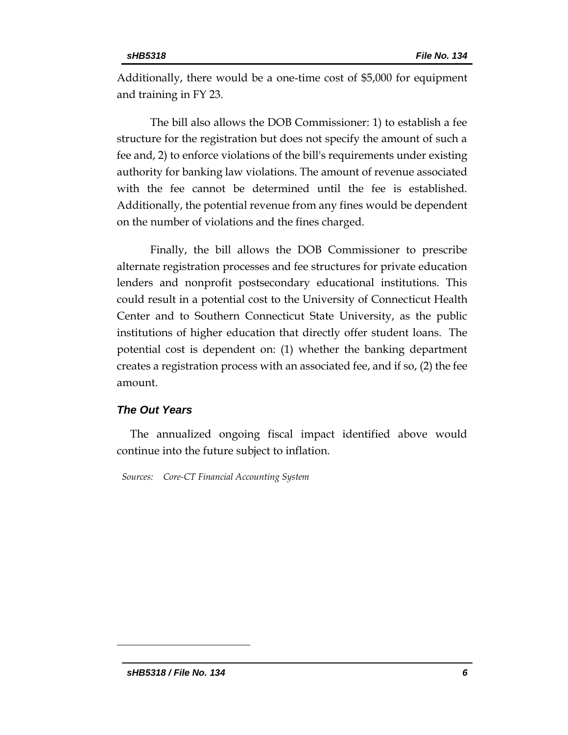Additionally, there would be a one-time cost of $5,000 for equipment and training in FY 23.

The bill also allows the DOB Commissioner: 1) to establish a fee structure for the registration but does not specify the amount of such a fee and, 2) to enforce violations of the bill's requirements under existing authority for banking law violations. The amount of revenue associated with the fee cannot be determined until the fee is established. Additionally, the potential revenue from any fines would be dependent on the number of violations and the fines charged.

Finally, the bill allows the DOB Commissioner to prescribe alternate registration processes and fee structures for private education lenders and nonprofit postsecondary educational institutions. This could result in a potential cost to the University of Connecticut Health Center and to Southern Connecticut State University, as the public institutions of higher education that directly offer student loans. The potential cost is dependent on: (1) whether the banking department creates a registration process with an associated fee, and if so, (2) the fee amount.

### *The Out Years*

The annualized ongoing fiscal impact identified above would continue into the future subject to inflation.

*Sources: Core-CT Financial Accounting System*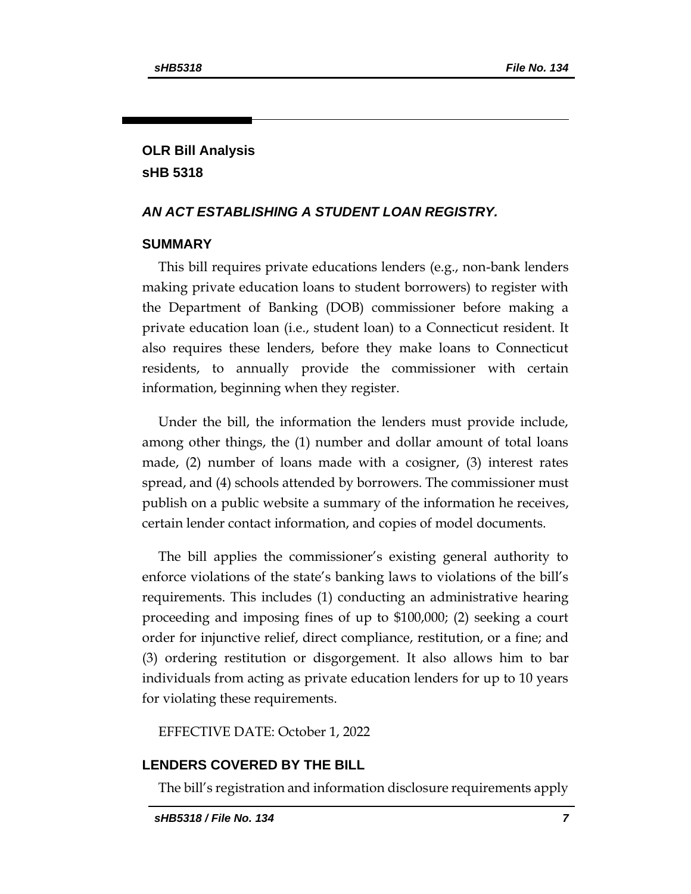**OLR Bill Analysis**
**sHB 5318**

***AN ACT ESTABLISHING A STUDENT LOAN REGISTRY.***

## SUMMARY

This bill requires private educations lenders (e.g., non-bank lenders making private education loans to student borrowers) to register with the Department of Banking (DOB) commissioner before making a private education loan (i.e., student loan) to a Connecticut resident. It also requires these lenders, before they make loans to Connecticut residents, to annually provide the commissioner with certain information, beginning when they register.

Under the bill, the information the lenders must provide include, among other things, the (1) number and dollar amount of total loans made, (2) number of loans made with a cosigner, (3) interest rates spread, and (4) schools attended by borrowers. The commissioner must publish on a public website a summary of the information he receives, certain lender contact information, and copies of model documents.

The bill applies the commissioner's existing general authority to enforce violations of the state's banking laws to violations of the bill's requirements. This includes (1) conducting an administrative hearing proceeding and imposing fines of up to $100,000; (2) seeking a court order for injunctive relief, direct compliance, restitution, or a fine; and (3) ordering restitution or disgorgement. It also allows him to bar individuals from acting as private education lenders for up to 10 years for violating these requirements.

EFFECTIVE DATE: October 1, 2022

## LENDERS COVERED BY THE BILL

The bill's registration and information disclosure requirements apply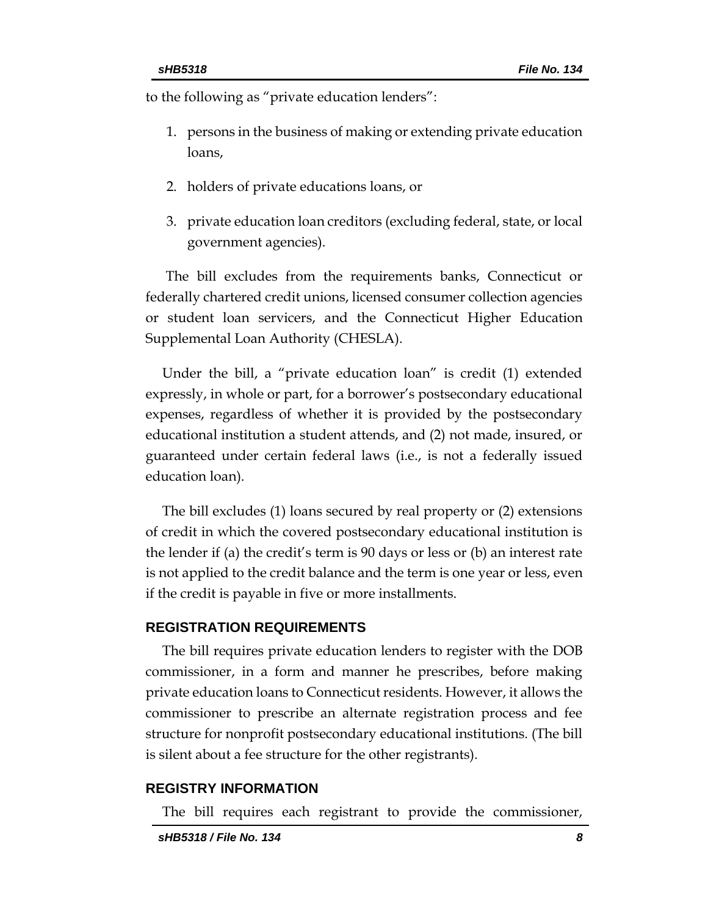to the following as "private education lenders":

1. persons in the business of making or extending private education loans,
2. holders of private educations loans, or
3. private education loan creditors (excluding federal, state, or local government agencies).

The bill excludes from the requirements banks, Connecticut or federally chartered credit unions, licensed consumer collection agencies or student loan servicers, and the Connecticut Higher Education Supplemental Loan Authority (CHESLA).

Under the bill, a "private education loan" is credit (1) extended expressly, in whole or part, for a borrower's postsecondary educational expenses, regardless of whether it is provided by the postsecondary educational institution a student attends, and (2) not made, insured, or guaranteed under certain federal laws (i.e., is not a federally issued education loan).

The bill excludes (1) loans secured by real property or (2) extensions of credit in which the covered postsecondary educational institution is the lender if (a) the credit's term is 90 days or less or (b) an interest rate is not applied to the credit balance and the term is one year or less, even if the credit is payable in five or more installments.

## REGISTRATION REQUIREMENTS

The bill requires private education lenders to register with the DOB commissioner, in a form and manner he prescribes, before making private education loans to Connecticut residents. However, it allows the commissioner to prescribe an alternate registration process and fee structure for nonprofit postsecondary educational institutions. (The bill is silent about a fee structure for the other registrants).

## REGISTRY INFORMATION

The bill requires each registrant to provide the commissioner,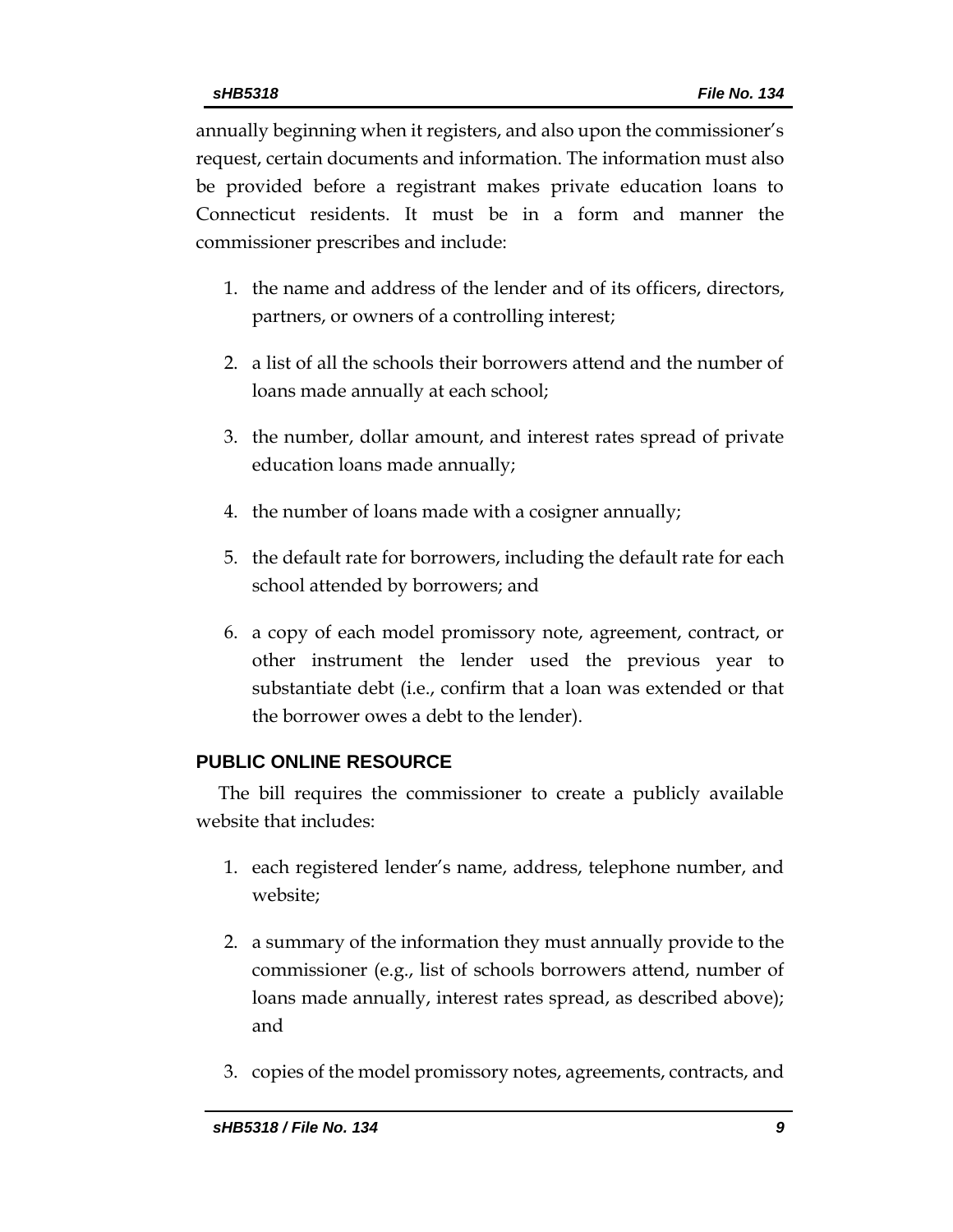annually beginning when it registers, and also upon the commissioner's request, certain documents and information. The information must also be provided before a registrant makes private education loans to Connecticut residents. It must be in a form and manner the commissioner prescribes and include:

1. the name and address of the lender and of its officers, directors, partners, or owners of a controlling interest;
2. a list of all the schools their borrowers attend and the number of loans made annually at each school;
3. the number, dollar amount, and interest rates spread of private education loans made annually;
4. the number of loans made with a cosigner annually;
5. the default rate for borrowers, including the default rate for each school attended by borrowers; and
6. a copy of each model promissory note, agreement, contract, or other instrument the lender used the previous year to substantiate debt (i.e., confirm that a loan was extended or that the borrower owes a debt to the lender).

## PUBLIC ONLINE RESOURCE

The bill requires the commissioner to create a publicly available website that includes:

1. each registered lender's name, address, telephone number, and website;
2. a summary of the information they must annually provide to the commissioner (e.g., list of schools borrowers attend, number of loans made annually, interest rates spread, as described above); and
3. copies of the model promissory notes, agreements, contracts, and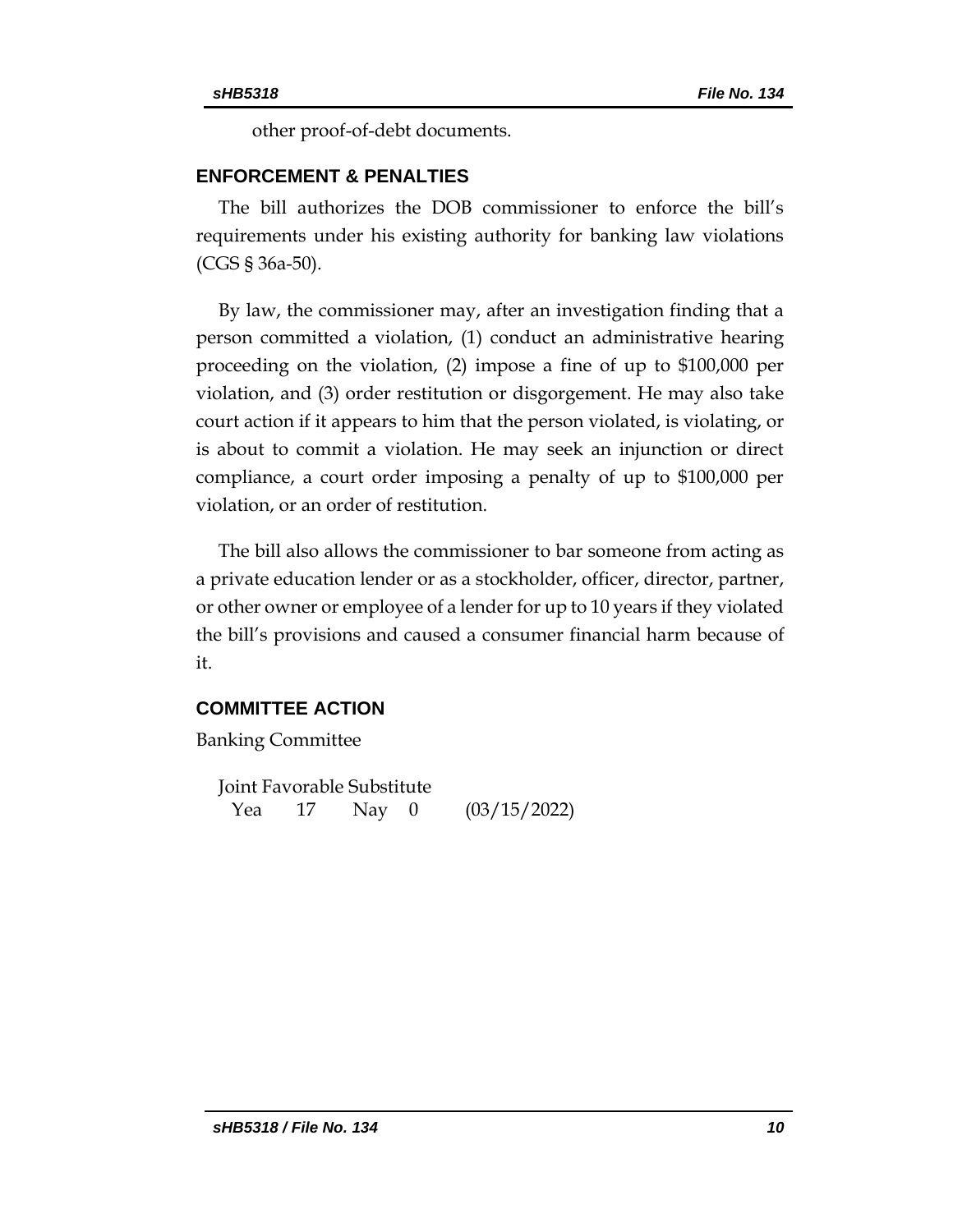other proof-of-debt documents.

## ENFORCEMENT & PENALTIES

The bill authorizes the DOB commissioner to enforce the bill's requirements under his existing authority for banking law violations (CGS § 36a-50).

By law, the commissioner may, after an investigation finding that a person committed a violation, (1) conduct an administrative hearing proceeding on the violation, (2) impose a fine of up to $100,000 per violation, and (3) order restitution or disgorgement. He may also take court action if it appears to him that the person violated, is violating, or is about to commit a violation. He may seek an injunction or direct compliance, a court order imposing a penalty of up to $100,000 per violation, or an order of restitution.

The bill also allows the commissioner to bar someone from acting as a private education lender or as a stockholder, officer, director, partner, or other owner or employee of a lender for up to 10 years if they violated the bill's provisions and caused a consumer financial harm because of it.

## COMMITTEE ACTION

Banking Committee

Joint Favorable Substitute

| | | | | |
|---|---|---|---|---|
| Yea | 17 | Nay | 0 | (03/15/2022) |